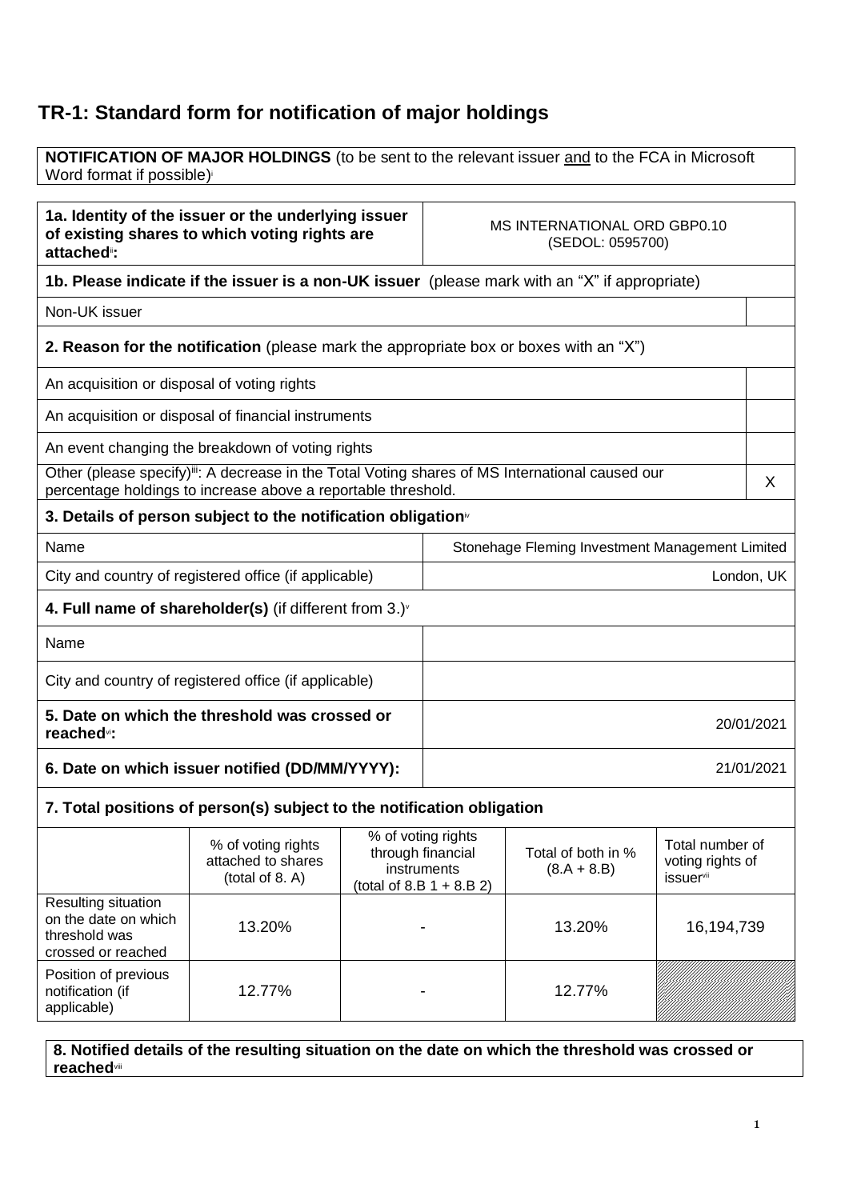# TR-1: Standard form for notification of major holdings

**NOTIFICATION OF MAJOR HOLDINGS** (to be sent to the relevant issuer and to the FCA in Microsoft Word format if possible)[i]

| **1a. Identity of the issuer or the underlying issuer of existing shares to which voting rights are attached**[ii]**:** | MS INTERNATIONAL ORD GBP0.10 (SEDOL: 0595700) |
|---|---|

**1b. Please indicate if the issuer is a non-UK issuer** (please mark with an "X" if appropriate)

| Non-UK issuer | |
|---|---|

**2. Reason for the notification** (please mark the appropriate box or boxes with an "X")

| | |
|---|---|
| An acquisition or disposal of voting rights | |
| An acquisition or disposal of financial instruments | |
| An event changing the breakdown of voting rights | |
| Other (please specify)[iii]: A decrease in the Total Voting shares of MS International caused our percentage holdings to increase above a reportable threshold. | X |

**3. Details of person subject to the notification obligation**[iv]

| | |
|---|---|
| Name | Stonehage Fleming Investment Management Limited |
| City and country of registered office (if applicable) | London, UK |

**4. Full name of shareholder(s)** (if different from 3.)[v]

| | |
|---|---|
| Name | |
| City and country of registered office (if applicable) | |

| | |
|---|---|
| **5. Date on which the threshold was crossed or reached**[vi]**:** | 20/01/2021 |
| **6. Date on which issuer notified (DD/MM/YYYY):** | 21/01/2021 |

**7. Total positions of person(s) subject to the notification obligation**

| | % of voting rights attached to shares (total of 8. A) | % of voting rights through financial instruments (total of 8.B 1 + 8.B 2) | Total of both in % (8.A + 8.B) | Total number of voting rights of issuer[vii] |
|---|---|---|---|---|
| Resulting situation on the date on which threshold was crossed or reached | 13.20% | - | 13.20% | 16,194,739 |
| Position of previous notification (if applicable) | 12.77% | - | 12.77% | |

**8. Notified details of the resulting situation on the date on which the threshold was crossed or reached**[viii]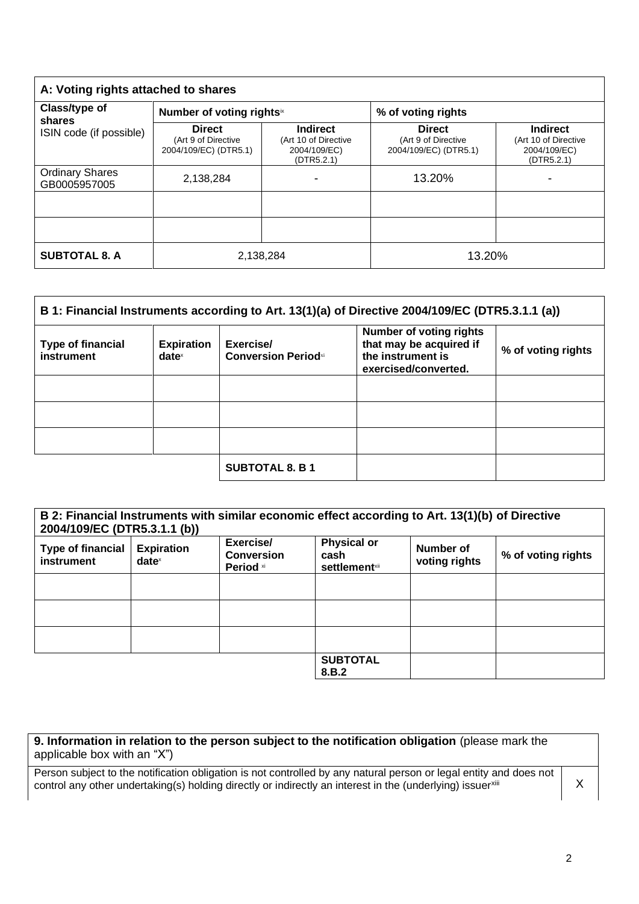| A: Voting rights attached to shares | | | | |
|---|---|---|---|---|
| Class/type of shares<br>ISIN code (if possible) | Number of voting rights[ix] | | % of voting rights | |
| | Direct<br>(Art 9 of Directive 2004/109/EC) (DTR5.1) | Indirect<br>(Art 10 of Directive 2004/109/EC) (DTR5.2.1) | Direct<br>(Art 9 of Directive 2004/109/EC) (DTR5.1) | Indirect<br>(Art 10 of Directive 2004/109/EC) (DTR5.2.1) |
| Ordinary Shares GB0005957005 | 2,138,284 | - | 13.20% | - |
| | | | | |
| | | | | |
| **SUBTOTAL 8. A** | 2,138,284 | | 13.20% | |

| B 1: Financial Instruments according to Art. 13(1)(a) of Directive 2004/109/EC (DTR5.3.1.1 (a)) | | | | |
|---|---|---|---|---|
| Type of financial instrument | Expiration date[x] | Exercise/ Conversion Period[xi] | Number of voting rights that may be acquired if the instrument is exercised/converted. | % of voting rights |
| | | | | |
| | | | | |
| | | | | |
| | | **SUBTOTAL 8. B 1** | | |

| B 2: Financial Instruments with similar economic effect according to Art. 13(1)(b) of Directive 2004/109/EC (DTR5.3.1.1 (b)) | | | | | |
|---|---|---|---|---|---|
| Type of financial instrument | Expiration date[x] | Exercise/ Conversion Period[xi] | Physical or cash settlement[xii] | Number of voting rights | % of voting rights |
| | | | | | |
| | | | | | |
| | | | | | |
| | | | **SUBTOTAL 8.B.2** | | |

| 9. Information in relation to the person subject to the notification obligation (please mark the applicable box with an "X") | |
|---|---|
| Person subject to the notification obligation is not controlled by any natural person or legal entity and does not control any other undertaking(s) holding directly or indirectly an interest in the (underlying) issuer[xiii] | X |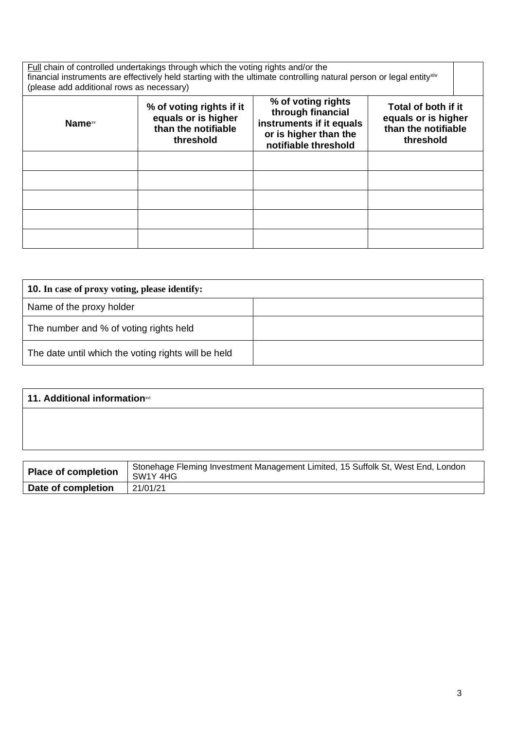| Full chain of controlled undertakings through which the voting rights and/or the financial instruments are effectively held starting with the ultimate controlling natural person or legal entity[xiv] (please add additional rows as necessary) | | | |
|---|---|---|---|
| **Name**[xv] | **% of voting rights if it equals or is higher than the notifiable threshold** | **% of voting rights through financial instruments if it equals or is higher than the notifiable threshold** | **Total of both if it equals or is higher than the notifiable threshold** |
| | | | |
| | | | |
| | | | |
| | | | |
| | | | |

| **10. In case of proxy voting, please identify:** | |
|---|---|
| Name of the proxy holder | |
| The number and % of voting rights held | |
| The date until which the voting rights will be held | |

| **11. Additional information**[xvi] |
|---|
| |

| | |
|---|---|
| **Place of completion** | Stonehage Fleming Investment Management Limited, 15 Suffolk St, West End, London SW1Y 4HG |
| **Date of completion** | 21/01/21 |